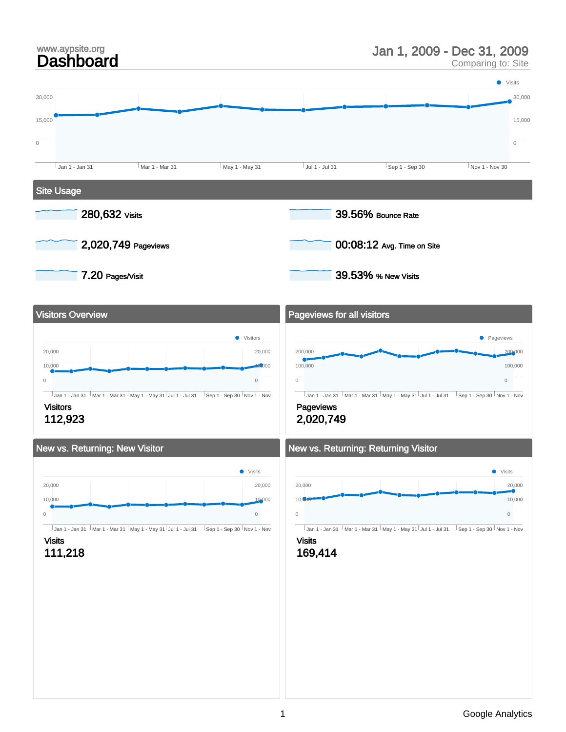www.aypsite.org

# Dashboard

Jan 1, 2009 - Dec 31, 2009
Comparing to: Site

## Site Usage

- 280,632 Visits
- 39.56% Bounce Rate
- 2,020,749 Pageviews
- 00:08:12 Avg. Time on Site
- 7.20 Pages/Visit
- 39.53% % New Visits

## Visitors Overview

Visitors
112,923

## Pageviews for all visitors

Pageviews
2,020,749

## New vs. Returning: New Visitor

Visits
111,218

## New vs. Returning: Returning Visitor

Visits
169,414

Google Analytics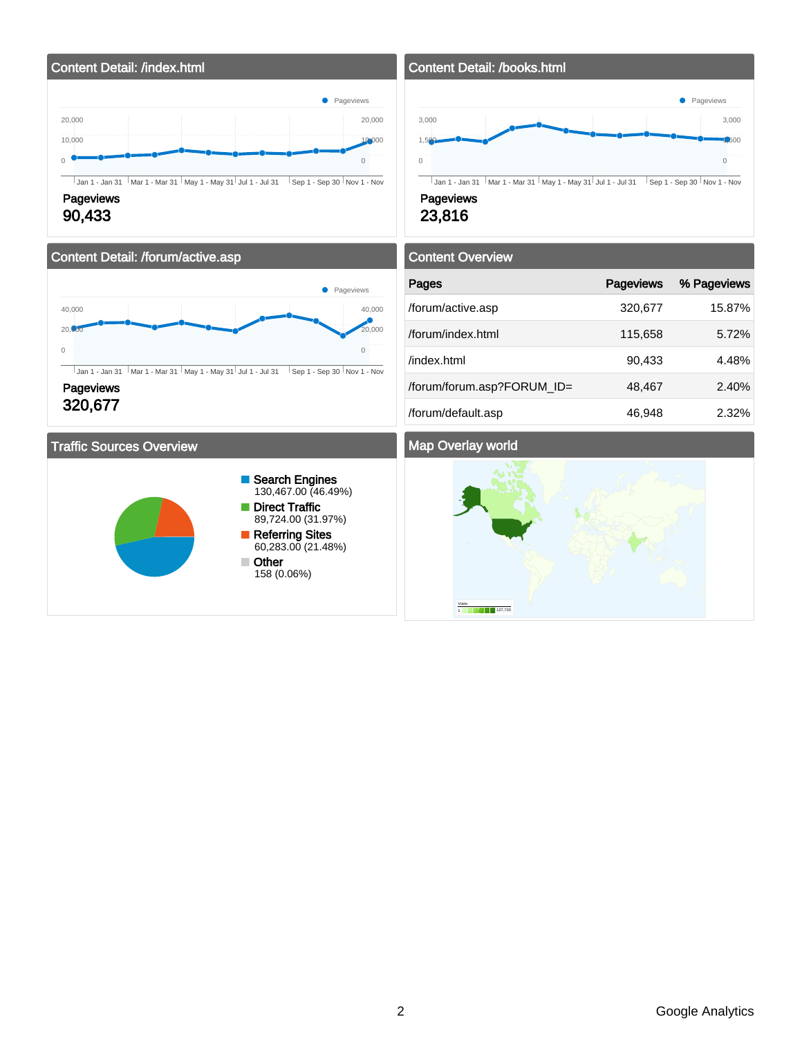## Content Detail: /index.html

Pageviews

20,000 | 10,000 | 0

Jan 1 - Jan 31 | Mar 1 - Mar 31 | May 1 - May 31 | Jul 1 - Jul 31 | Sep 1 - Sep 30 | Nov 1 - Nov

**Pageviews**

**90,433**

## Content Detail: /books.html

Pageviews

3,000 | 1,500 | 0

Jan 1 - Jan 31 | Mar 1 - Mar 31 | May 1 - May 31 | Jul 1 - Jul 31 | Sep 1 - Sep 30 | Nov 1 - Nov

**Pageviews**

**23,816**

## Content Detail: /forum/active.asp

Pageviews

40,000 | 20,000 | 0

Jan 1 - Jan 31 | Mar 1 - Mar 31 | May 1 - May 31 | Jul 1 - Jul 31 | Sep 1 - Sep 30 | Nov 1 - Nov

**Pageviews**

**320,677**

## Content Overview

| Pages | Pageviews | % Pageviews |
|---|---|---|
| /forum/active.asp | 320,677 | 15.87% |
| /forum/index.html | 115,658 | 5.72% |
| /index.html | 90,433 | 4.48% |
| /forum/forum.asp?FORUM_ID= | 48,467 | 2.40% |
| /forum/default.asp | 46,948 | 2.32% |

## Traffic Sources Overview

- **Search Engines** 130,467.00 (46.49%)
- **Direct Traffic** 89,724.00 (31.97%)
- **Referring Sites** 60,283.00 (21.48%)
- **Other** 158 (0.06%)

## Map Overlay world

Visits 1 – 127,720

Google Analytics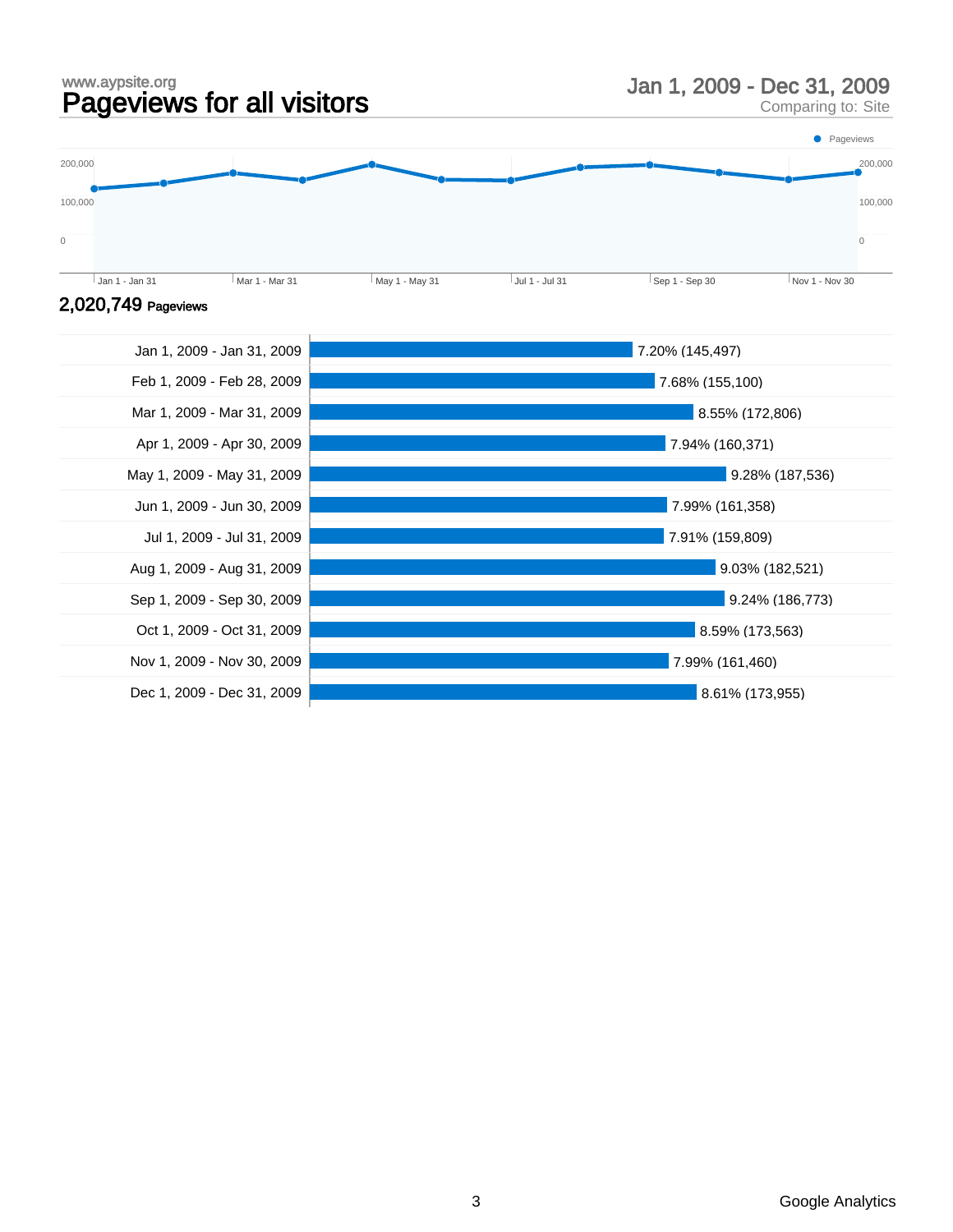www.aypsite.org

# Pageviews for all visitors

Jan 1, 2009 - Dec 31, 2009
Comparing to: Site

**2,020,749** Pageviews

| Period | Pageviews |
| --- | --- |
| Jan 1, 2009 - Jan 31, 2009 | 7.20% (145,497) |
| Feb 1, 2009 - Feb 28, 2009 | 7.68% (155,100) |
| Mar 1, 2009 - Mar 31, 2009 | 8.55% (172,806) |
| Apr 1, 2009 - Apr 30, 2009 | 7.94% (160,371) |
| May 1, 2009 - May 31, 2009 | 9.28% (187,536) |
| Jun 1, 2009 - Jun 30, 2009 | 7.99% (161,358) |
| Jul 1, 2009 - Jul 31, 2009 | 7.91% (159,809) |
| Aug 1, 2009 - Aug 31, 2009 | 9.03% (182,521) |
| Sep 1, 2009 - Sep 30, 2009 | 9.24% (186,773) |
| Oct 1, 2009 - Oct 31, 2009 | 8.59% (173,563) |
| Nov 1, 2009 - Nov 30, 2009 | 7.99% (161,460) |
| Dec 1, 2009 - Dec 31, 2009 | 8.61% (173,955) |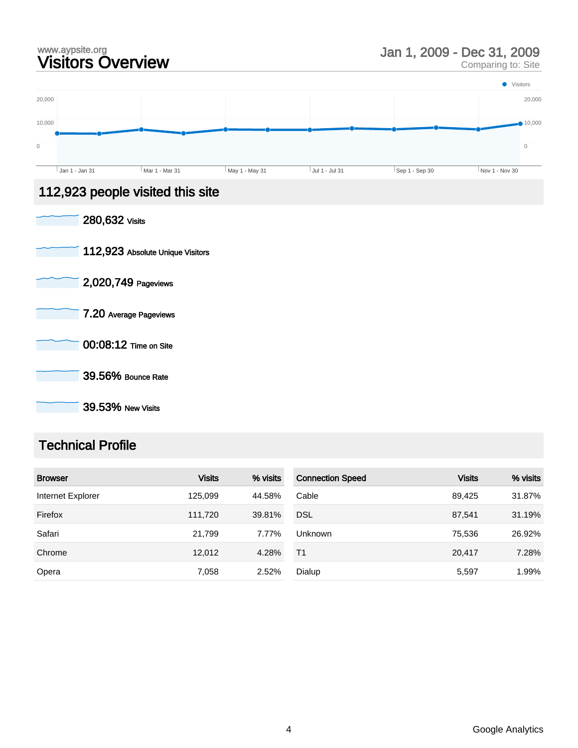www.aypsite.org

# Visitors Overview

Jan 1, 2009 - Dec 31, 2009
Comparing to: Site

## 112,923 people visited this site

**280,632** Visits

**112,923** Absolute Unique Visitors

**2,020,749** Pageviews

**7.20** Average Pageviews

**00:08:12** Time on Site

**39.56%** Bounce Rate

**39.53%** New Visits

## Technical Profile

| Browser | Visits | % visits |
|---|---|---|
| Internet Explorer | 125,099 | 44.58% |
| Firefox | 111,720 | 39.81% |
| Safari | 21,799 | 7.77% |
| Chrome | 12,012 | 4.28% |
| Opera | 7,058 | 2.52% |

| Connection Speed | Visits | % visits |
|---|---|---|
| Cable | 89,425 | 31.87% |
| DSL | 87,541 | 31.19% |
| Unknown | 75,536 | 26.92% |
| T1 | 20,417 | 7.28% |
| Dialup | 5,597 | 1.99% |

Google Analytics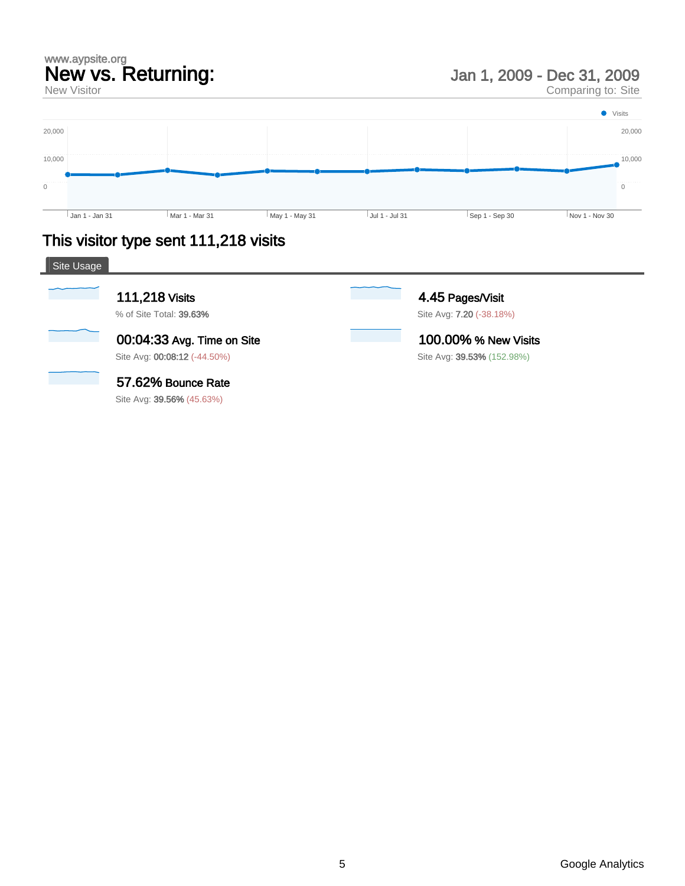www.aypsite.org

# New vs. Returning:

New Visitor

Jan 1, 2009 - Dec 31, 2009
Comparing to: Site

Visits

20,000
10,000
0

Jan 1 - Jan 31 | Mar 1 - Mar 31 | May 1 - May 31 | Jul 1 - Jul 31 | Sep 1 - Sep 30 | Nov 1 - Nov 30

## This visitor type sent 111,218 visits

Site Usage

**111,218** Visits
% of Site Total: **39.63%**

**4.45** Pages/Visit
Site Avg: **7.20** (-38.18%)

**00:04:33** Avg. Time on Site
Site Avg: **00:08:12** (-44.50%)

**100.00%** % New Visits
Site Avg: **39.53%** (152.98%)

**57.62%** Bounce Rate
Site Avg: **39.56%** (45.63%)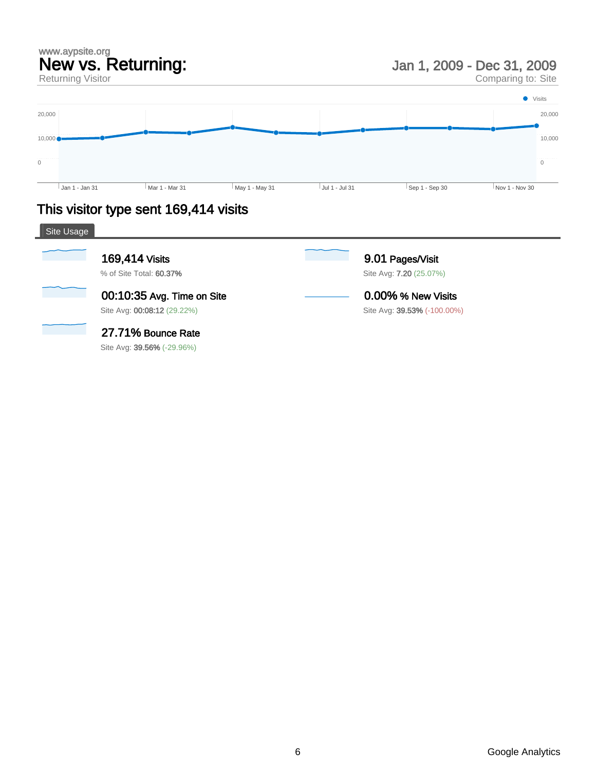www.aypsite.org

# New vs. Returning:

Returning Visitor

Jan 1, 2009 - Dec 31, 2009

Comparing to: Site

Visits

20,000

10,000

0

Jan 1 - Jan 31 | Mar 1 - Mar 31 | May 1 - May 31 | Jul 1 - Jul 31 | Sep 1 - Sep 30 | Nov 1 - Nov 30

## This visitor type sent 169,414 visits

### Site Usage

**169,414** Visits
% of Site Total: **60.37%**

**9.01** Pages/Visit
Site Avg: **7.20** (25.07%)

**00:10:35** Avg. Time on Site
Site Avg: **00:08:12** (29.22%)

**0.00%** % New Visits
Site Avg: **39.53%** (-100.00%)

**27.71%** Bounce Rate
Site Avg: **39.56%** (-29.96%)

Google Analytics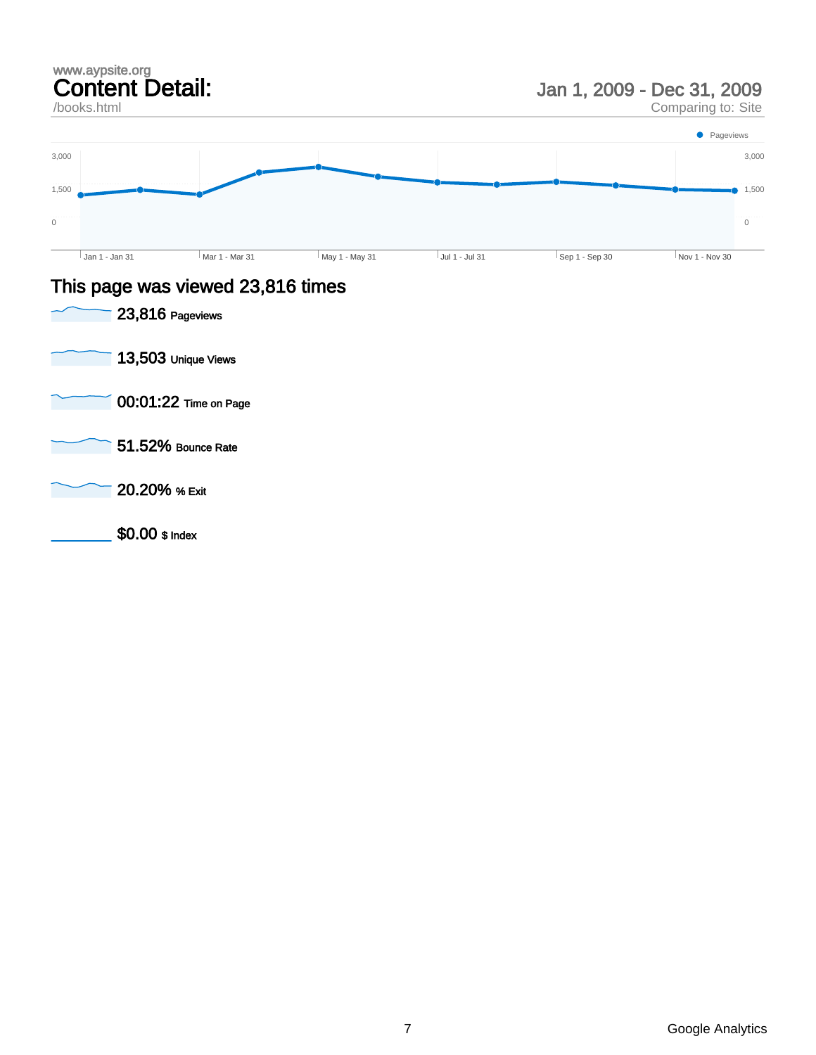www.aypsite.org

# Content Detail:

/books.html

Jan 1, 2009 - Dec 31, 2009

Comparing to: Site

Pageviews

3,000

1,500

0

Jan 1 - Jan 31 | Mar 1 - Mar 31 | May 1 - May 31 | Jul 1 - Jul 31 | Sep 1 - Sep 30 | Nov 1 - Nov 30

## This page was viewed 23,816 times

**23,816** Pageviews

**13,503** Unique Views

**00:01:22** Time on Page

**51.52%** Bounce Rate

**20.20%** % Exit

**$0.00** $ Index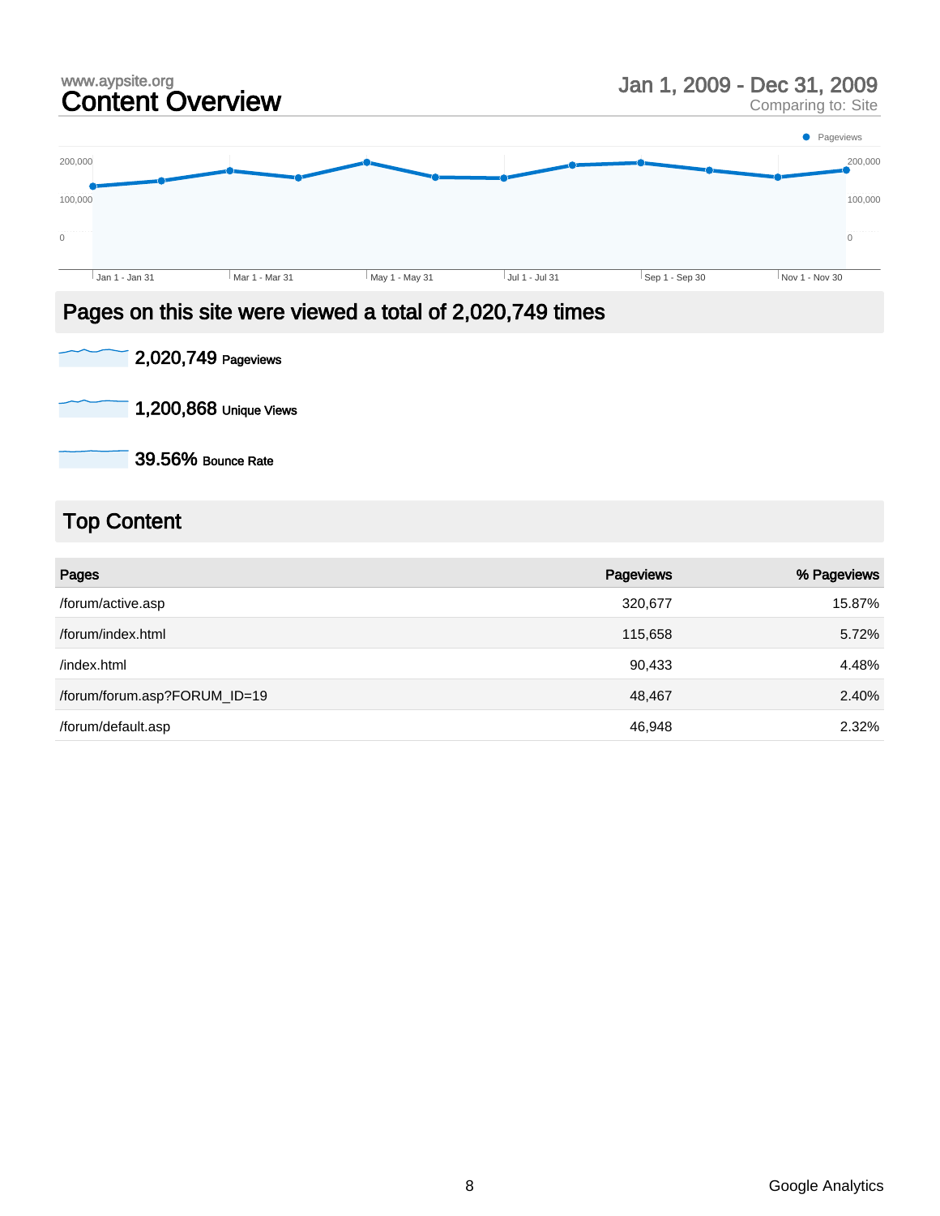www.aypsite.org

# Content Overview

Jan 1, 2009 - Dec 31, 2009
Comparing to: Site

## Pages on this site were viewed a total of 2,020,749 times

**2,020,749** Pageviews

**1,200,868** Unique Views

**39.56%** Bounce Rate

## Top Content

| Pages | Pageviews | % Pageviews |
|---|---|---|
| /forum/active.asp | 320,677 | 15.87% |
| /forum/index.html | 115,658 | 5.72% |
| /index.html | 90,433 | 4.48% |
| /forum/forum.asp?FORUM_ID=19 | 48,467 | 2.40% |
| /forum/default.asp | 46,948 | 2.32% |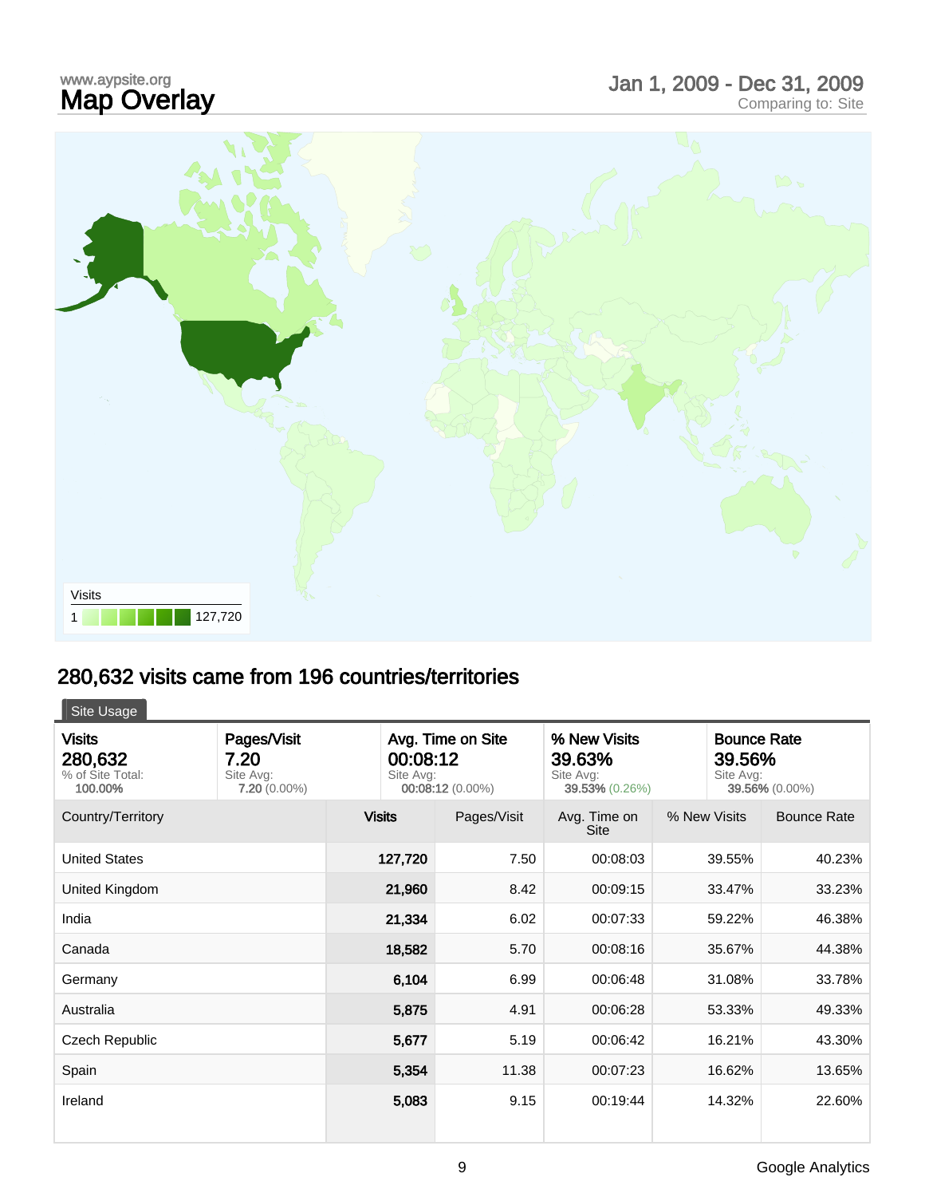www.aypsite.org

# Map Overlay

Jan 1, 2009 - Dec 31, 2009
Comparing to: Site

Visits
1 127,720

## 280,632 visits came from 196 countries/territories

Site Usage

| Visits | Pages/Visit | Avg. Time on Site | % New Visits | Bounce Rate |
|---|---|---|---|---|
| 280,632<br>% of Site Total:<br>100.00% | 7.20<br>Site Avg:<br>7.20 (0.00%) | 00:08:12<br>Site Avg:<br>00:08:12 (0.00%) | 39.63%<br>Site Avg:<br>39.53% (0.26%) | 39.56%<br>Site Avg:<br>39.56% (0.00%) |

| Country/Territory | Visits | Pages/Visit | Avg. Time on Site | % New Visits | Bounce Rate |
|---|---|---|---|---|---|
| United States | 127,720 | 7.50 | 00:08:03 | 39.55% | 40.23% |
| United Kingdom | 21,960 | 8.42 | 00:09:15 | 33.47% | 33.23% |
| India | 21,334 | 6.02 | 00:07:33 | 59.22% | 46.38% |
| Canada | 18,582 | 5.70 | 00:08:16 | 35.67% | 44.38% |
| Germany | 6,104 | 6.99 | 00:06:48 | 31.08% | 33.78% |
| Australia | 5,875 | 4.91 | 00:06:28 | 53.33% | 49.33% |
| Czech Republic | 5,677 | 5.19 | 00:06:42 | 16.21% | 43.30% |
| Spain | 5,354 | 11.38 | 00:07:23 | 16.62% | 13.65% |
| Ireland | 5,083 | 9.15 | 00:19:44 | 14.32% | 22.60% |

Google Analytics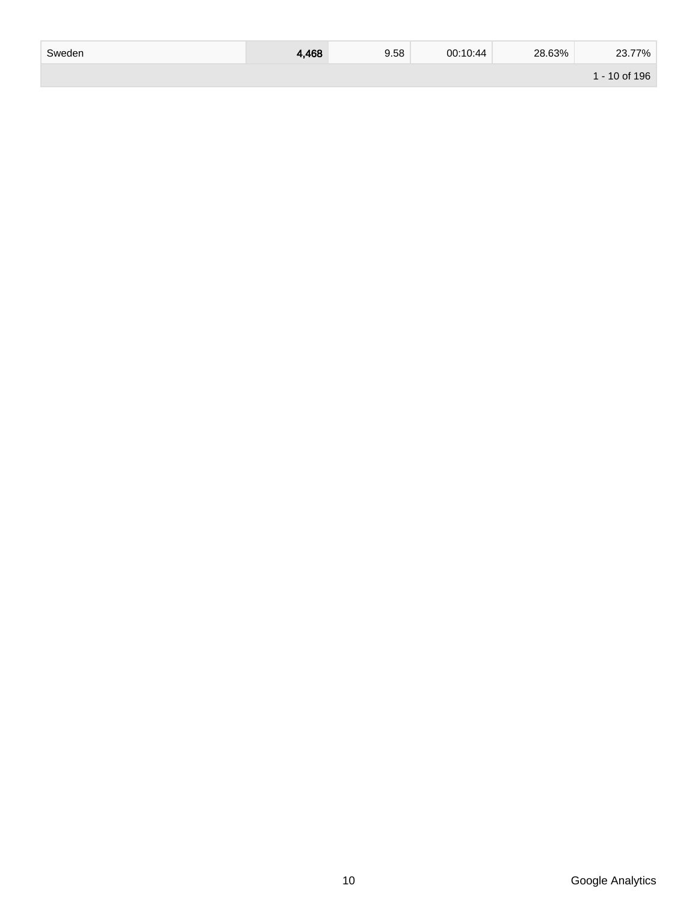| Sweden | 4,468 | 9.58 | 00:10:44 | 28.63% | 23.77% |
| --- | --- | --- | --- | --- | --- |
| | | | | | 1 - 10 of 196 |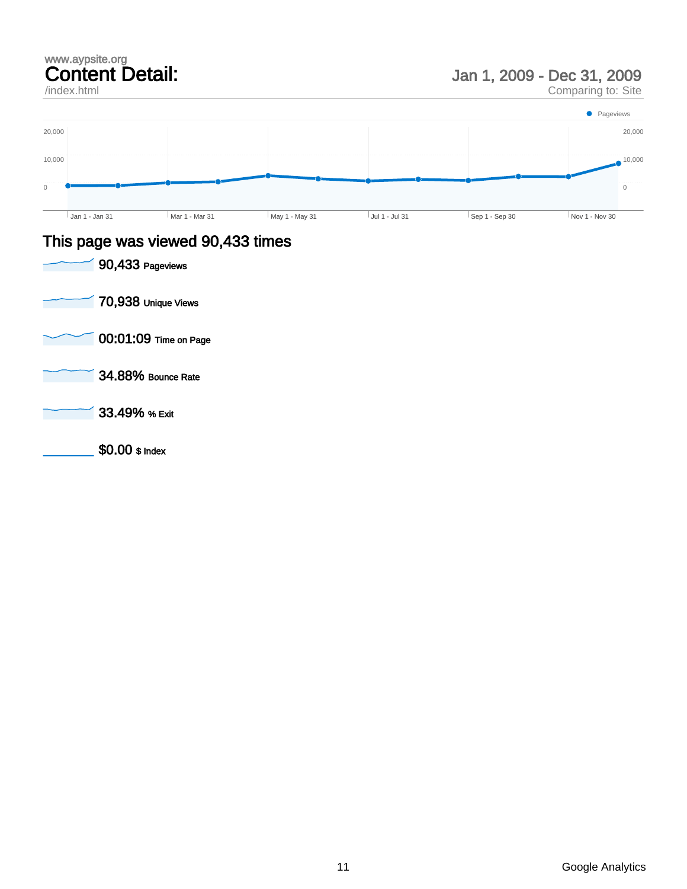www.aypsite.org

# Content Detail:

/index.html

Jan 1, 2009 - Dec 31, 2009

Comparing to: Site

Pageviews

20,000 | 20,000
10,000 | 10,000
0 | 0

Jan 1 - Jan 31 | Mar 1 - Mar 31 | May 1 - May 31 | Jul 1 - Jul 31 | Sep 1 - Sep 30 | Nov 1 - Nov 30

## This page was viewed 90,433 times

**90,433** Pageviews

**70,938** Unique Views

**00:01:09** Time on Page

**34.88%** Bounce Rate

**33.49%** % Exit

**$0.00** $ Index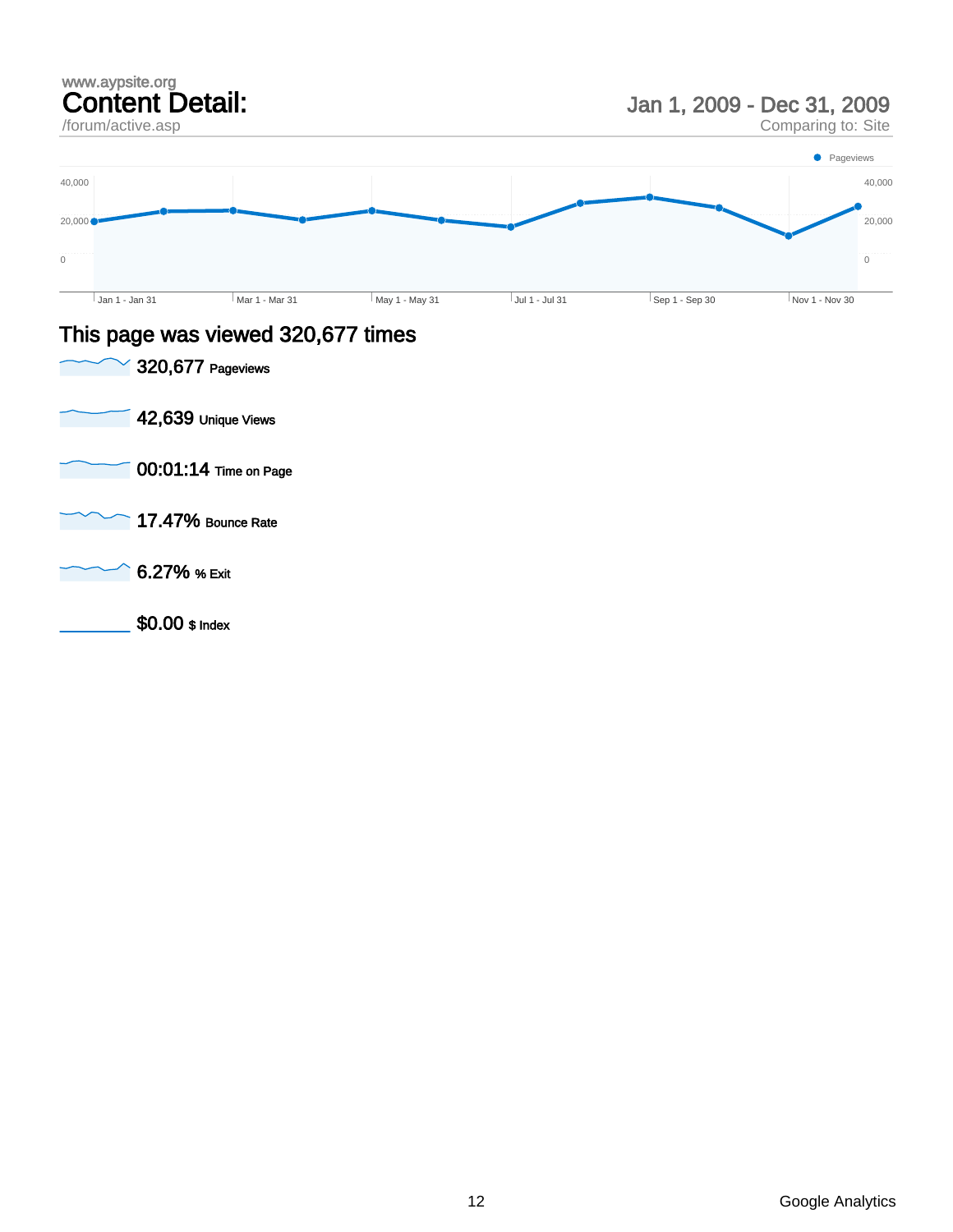www.aypsite.org

# Content Detail:

/forum/active.asp

Jan 1, 2009 - Dec 31, 2009

Comparing to: Site

Pageviews

40,000

20,000

0

Jan 1 - Jan 31 | Mar 1 - Mar 31 | May 1 - May 31 | Jul 1 - Jul 31 | Sep 1 - Sep 30 | Nov 1 - Nov 30

## This page was viewed 320,677 times

**320,677** Pageviews

**42,639** Unique Views

**00:01:14** Time on Page

**17.47%** Bounce Rate

**6.27%** % Exit

**$0.00** $ Index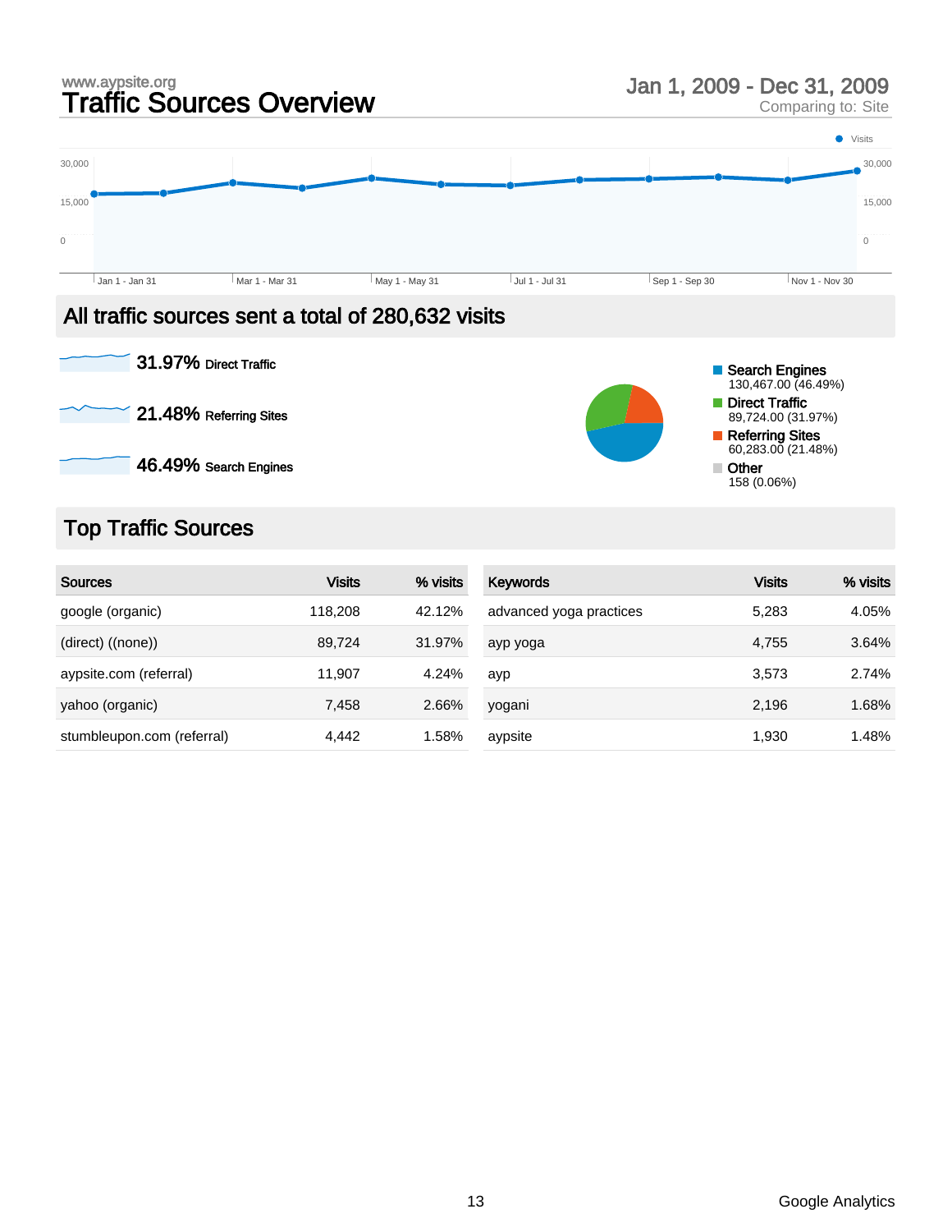www.aypsite.org

# Traffic Sources Overview

Jan 1, 2009 - Dec 31, 2009
Comparing to: Site

Visits

30,000
15,000
0

Jan 1 - Jan 31
Mar 1 - Mar 31
May 1 - May 31
Jul 1 - Jul 31
Sep 1 - Sep 30
Nov 1 - Nov 30

## All traffic sources sent a total of 280,632 visits

**31.97%** Direct Traffic

**21.48%** Referring Sites

**46.49%** Search Engines

Search Engines
130,467.00 (46.49%)

Direct Traffic
89,724.00 (31.97%)

Referring Sites
60,283.00 (21.48%)

Other
158 (0.06%)

## Top Traffic Sources

| Sources | Visits | % visits |
|---|---|---|
| google (organic) | 118,208 | 42.12% |
| (direct) ((none)) | 89,724 | 31.97% |
| aypsite.com (referral) | 11,907 | 4.24% |
| yahoo (organic) | 7,458 | 2.66% |
| stumbleupon.com (referral) | 4,442 | 1.58% |

| Keywords | Visits | % visits |
|---|---|---|
| advanced yoga practices | 5,283 | 4.05% |
| ayp yoga | 4,755 | 3.64% |
| ayp | 3,573 | 2.74% |
| yogani | 2,196 | 1.68% |
| aypsite | 1,930 | 1.48% |